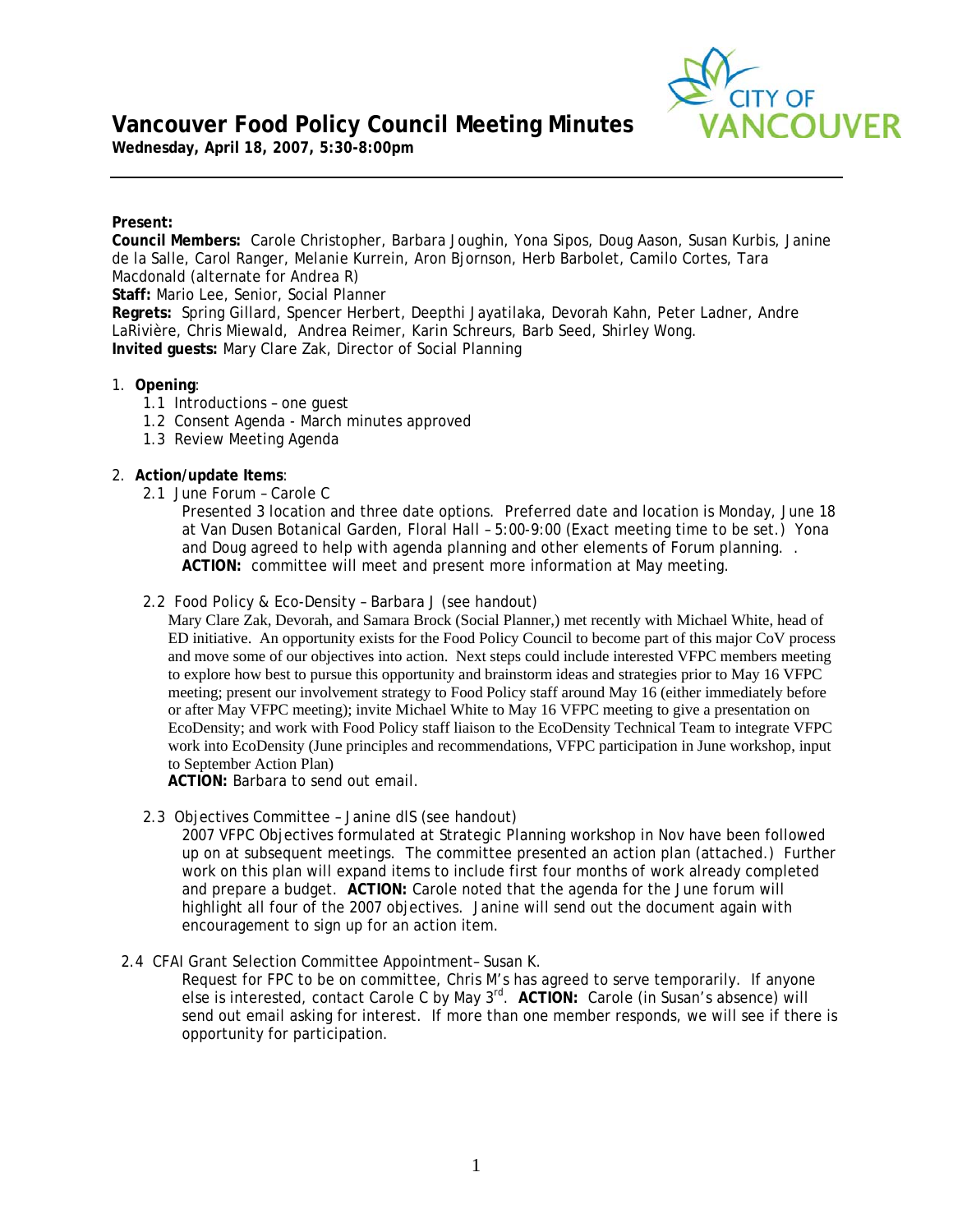# Vancouver Food Policy Council Meeting Minutes

**Wednesday, April 18, 2007, 5:30-8:00pm**

---

**Present:**

**Council Members:** Carole Christopher, Barbara Joughin, Yona Sipos, Doug Aason, Susan Kurbis, Janine de la Salle, Carol Ranger, Melanie Kurrein, Aron Bjornson, Herb Barbolet, Camilo Cortes, Tara Macdonald (alternate for Andrea R)

**Staff:** Mario Lee, Senior, Social Planner

**Regrets:** Spring Gillard, Spencer Herbert, Deepthi Jayatilaka, Devorah Kahn, Peter Ladner, Andre LaRivière, Chris Miewald, Andrea Reimer, Karin Schreurs, Barb Seed, Shirley Wong.

**Invited guests:** Mary Clare Zak, Director of Social Planning

1. **Opening**:
   - 1.1 Introductions – one guest
   - 1.2 Consent Agenda - March minutes approved
   - 1.3 Review Meeting Agenda

2. **Action/update Items**:
   - 2.1 June Forum – Carole C

     Presented 3 location and three date options. Preferred date and location is Monday, June 18 at Van Dusen Botanical Garden, Floral Hall – 5:00-9:00 (Exact meeting time to be set.) Yona and Doug agreed to help with agenda planning and other elements of Forum planning. .
     **ACTION:** committee will meet and present more information at May meeting.

   - 2.2 Food Policy & Eco-Density – Barbara J (see handout)

     Mary Clare Zak, Devorah, and Samara Brock (Social Planner,) met recently with Michael White, head of ED initiative. An opportunity exists for the Food Policy Council to become part of this major CoV process and move some of our objectives into action. Next steps could include interested VFPC members meeting to explore how best to pursue this opportunity and brainstorm ideas and strategies prior to May 16 VFPC meeting; present our involvement strategy to Food Policy staff around May 16 (either immediately before or after May VFPC meeting); invite Michael White to May 16 VFPC meeting to give a presentation on EcoDensity; and work with Food Policy staff liaison to the EcoDensity Technical Team to integrate VFPC work into EcoDensity (June principles and recommendations, VFPC participation in June workshop, input to September Action Plan)
     **ACTION:** Barbara to send out email.

   - 2.3 Objectives Committee – Janine dlS (see handout)

     2007 VFPC Objectives formulated at Strategic Planning workshop in Nov have been followed up on at subsequent meetings. The committee presented an action plan (attached.) Further work on this plan will expand items to include first four months of work already completed and prepare a budget. **ACTION:** Carole noted that the agenda for the June forum will highlight all four of the 2007 objectives. Janine will send out the document again with encouragement to sign up for an action item.

   - 2.4 CFAI Grant Selection Committee Appointment– Susan K.

     Request for FPC to be on committee, Chris M's has agreed to serve temporarily. If anyone else is interested, contact Carole C by May 3rd. **ACTION:** Carole (in Susan's absence) will send out email asking for interest. If more than one member responds, we will see if there is opportunity for participation.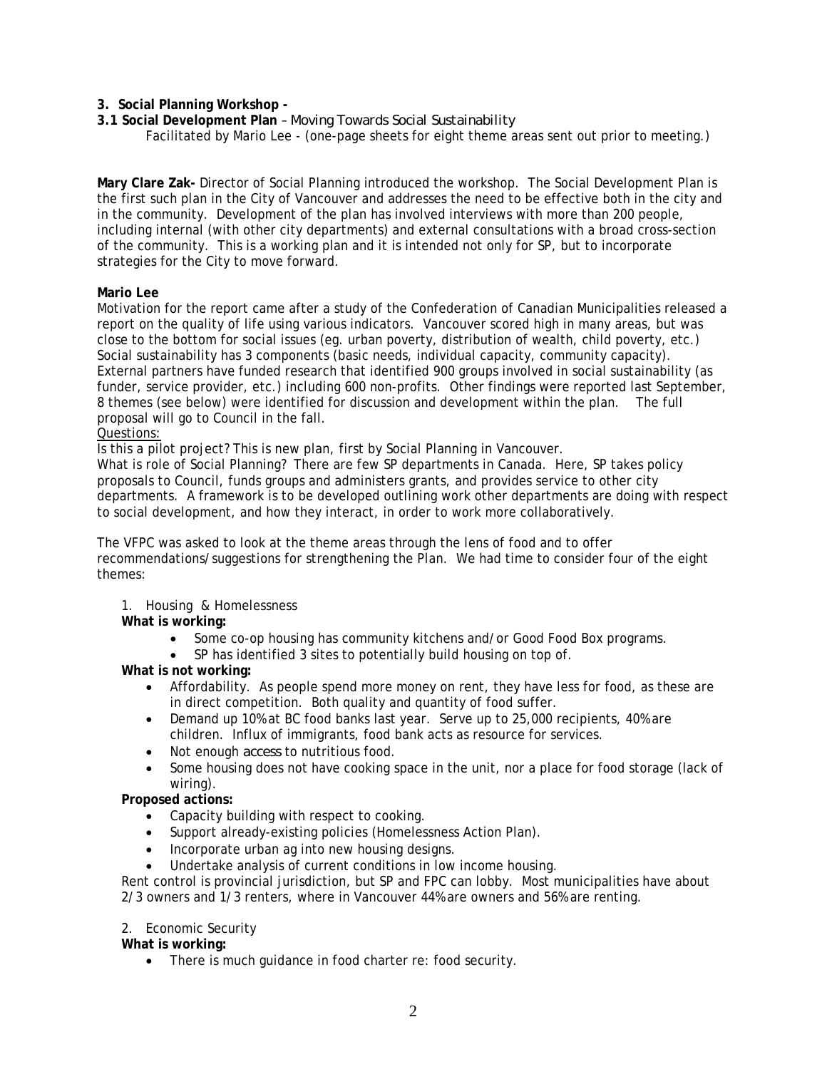**3. Social Planning Workshop -**

**3.1 Social Development Plan** – Moving Towards Social Sustainability

Facilitated by Mario Lee - (one-page sheets for eight theme areas sent out prior to meeting.)

**Mary Clare Zak-** Director of Social Planning introduced the workshop. The Social Development Plan is the first such plan in the City of Vancouver and addresses the need to be effective both in the city and in the community. Development of the plan has involved interviews with more than 200 people, including internal (with other city departments) and external consultations with a broad cross-section of the community. This is a working plan and it is intended not only for SP, but to incorporate strategies for the City to move forward.

**Mario Lee**

Motivation for the report came after a study of the Confederation of Canadian Municipalities released a report on the quality of life using various indicators. Vancouver scored high in many areas, but was close to the bottom for social issues (eg. urban poverty, distribution of wealth, child poverty, etc.) Social sustainability has 3 components (basic needs, individual capacity, community capacity). External partners have funded research that identified 900 groups involved in social sustainability (as funder, service provider, etc.) including 600 non-profits. Other findings were reported last September, 8 themes (see below) were identified for discussion and development within the plan. The full proposal will go to Council in the fall.

Questions:

Is this a pilot project? This is new plan, first by Social Planning in Vancouver.

What is role of Social Planning? There are few SP departments in Canada. Here, SP takes policy proposals to Council, funds groups and administers grants, and provides service to other city departments. A framework is to be developed outlining work other departments are doing with respect to social development, and how they interact, in order to work more collaboratively.

The VFPC was asked to look at the theme areas through the lens of food and to offer recommendations/suggestions for strengthening the Plan. We had time to consider four of the eight themes:

1. Housing & Homelessness

**What is working:**

- Some co-op housing has community kitchens and/or Good Food Box programs.
- SP has identified 3 sites to potentially build housing on top of.

**What is not working:**

- Affordability. As people spend more money on rent, they have less for food, as these are in direct competition. Both quality and quantity of food suffer.
- Demand up 10% at BC food banks last year. Serve up to 25,000 recipients, 40% are children. Influx of immigrants, food bank acts as resource for services.
- Not enough access to nutritious food.
- Some housing does not have cooking space in the unit, nor a place for food storage (lack of wiring).

**Proposed actions:**

- Capacity building with respect to cooking.
- Support already-existing policies (Homelessness Action Plan).
- Incorporate urban ag into new housing designs.
- Undertake analysis of current conditions in low income housing.

Rent control is provincial jurisdiction, but SP and FPC can lobby. Most municipalities have about 2/3 owners and 1/3 renters, where in Vancouver 44% are owners and 56% are renting.

2. Economic Security

**What is working:**

- There is much guidance in food charter re: food security.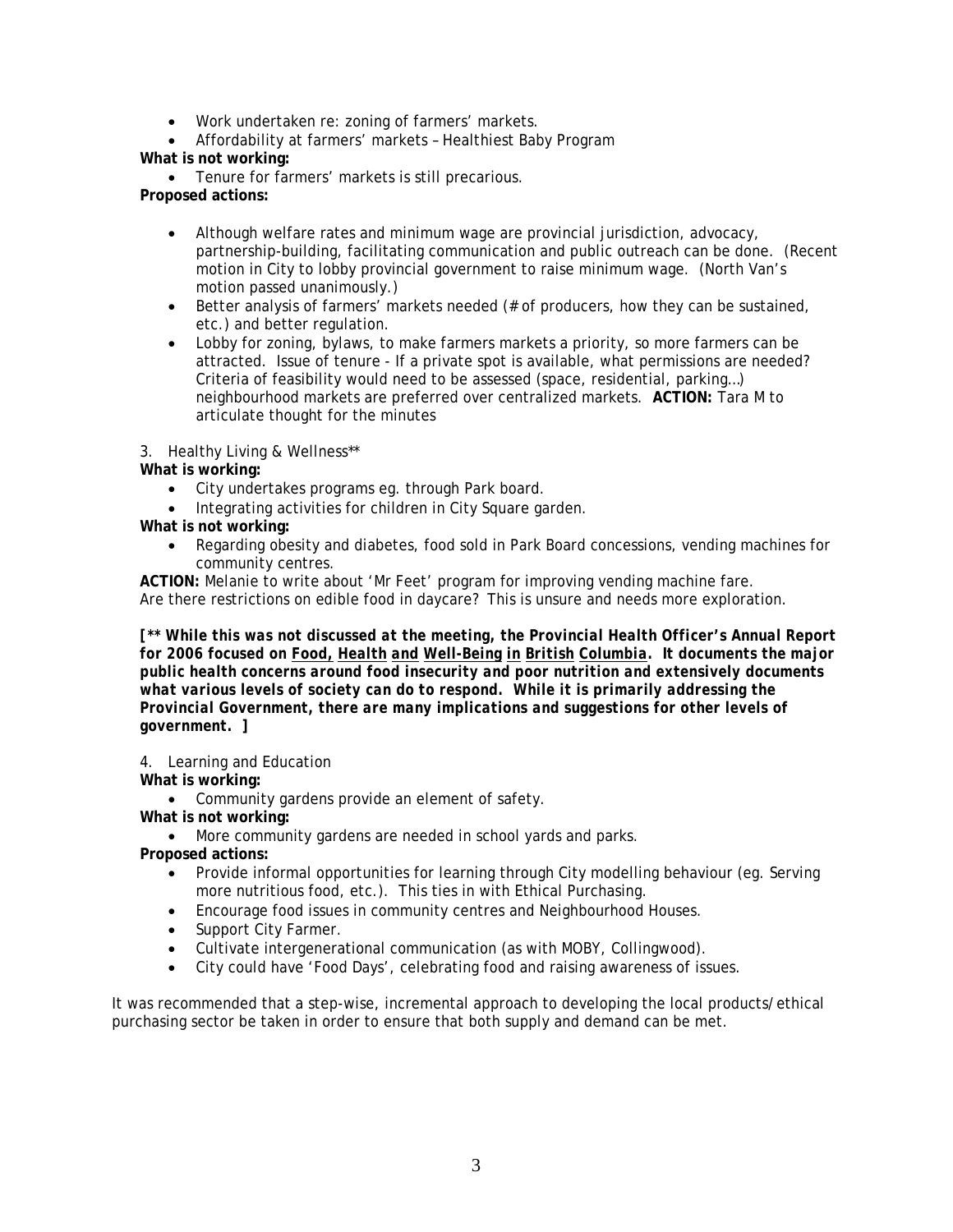- Work undertaken re: zoning of farmers' markets.
- Affordability at farmers' markets – Healthiest Baby Program

**What is not working:**

- Tenure for farmers' markets is still precarious.

**Proposed actions:**

- Although welfare rates and minimum wage are provincial jurisdiction, advocacy, partnership-building, facilitating communication and public outreach can be done. (Recent motion in City to lobby provincial government to raise minimum wage. (North Van's motion passed unanimously.)
- Better analysis of farmers' markets needed (# of producers, how they can be sustained, etc.) and better regulation.
- Lobby for zoning, bylaws, to make farmers markets a priority, so more farmers can be attracted. Issue of tenure - If a private spot is available, what permissions are needed? Criteria of feasibility would need to be assessed (space, residential, parking…) neighbourhood markets are preferred over centralized markets. **ACTION:** Tara M to articulate thought for the minutes

3. Healthy Living & Wellness**

**What is working:**

- City undertakes programs eg. through Park board.
- Integrating activities for children in City Square garden.

**What is not working:**

- Regarding obesity and diabetes, food sold in Park Board concessions, vending machines for community centres.

**ACTION:** Melanie to write about 'Mr Feet' program for improving vending machine fare.
Are there restrictions on edible food in daycare? This is unsure and needs more exploration.

***[** While this was not discussed at the meeting, the Provincial Health Officer's Annual Report for 2006 focused on <u>Food, Health and Well-Being in British Columbia</u>. It documents the major public health concerns around food insecurity and poor nutrition and extensively documents what various levels of society can do to respond. While it is primarily addressing the Provincial Government, there are many implications and suggestions for other levels of government. ]***

4. Learning and Education

**What is working:**

- Community gardens provide an element of safety.

**What is not working:**

- More community gardens are needed in school yards and parks.

**Proposed actions:**

- Provide informal opportunities for learning through City modelling behaviour (eg. Serving more nutritious food, etc.). This ties in with Ethical Purchasing.
- Encourage food issues in community centres and Neighbourhood Houses.
- Support City Farmer.
- Cultivate intergenerational communication (as with MOBY, Collingwood).
- City could have 'Food Days', celebrating food and raising awareness of issues.

It was recommended that a step-wise, incremental approach to developing the local products/ethical purchasing sector be taken in order to ensure that both supply and demand can be met.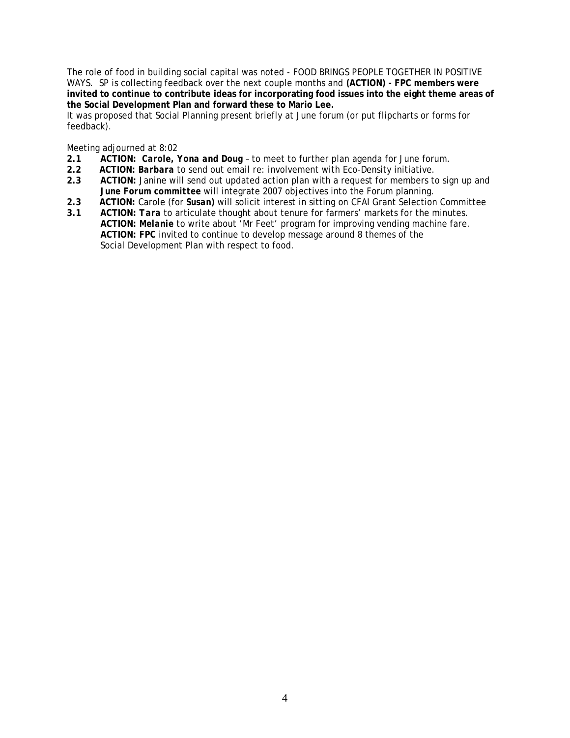The role of food in building social capital was noted - FOOD BRINGS PEOPLE TOGETHER IN POSITIVE WAYS. SP is collecting feedback over the next couple months and **(ACTION) - FPC members were invited to continue to contribute ideas for incorporating food issues into the eight theme areas of the Social Development Plan and forward these to Mario Lee.**
It was proposed that Social Planning present briefly at June forum (or put flipcharts or forms for feedback).

Meeting adjourned at 8:02

**2.1** **ACTION:** ***Carole, Yona and Doug*** – to meet to further plan agenda for June forum.
**2.2** **ACTION:** ***Barbara*** to send out email re: involvement with Eco-Density initiative.
**2.3** **ACTION:** Janine will send out updated action plan with a request for members to sign up and ***June Forum committee*** will integrate 2007 objectives into the Forum planning.
**2.3** **ACTION:** Carole (for ***Susan)*** will solicit interest in sitting on CFAI Grant Selection Committee
**3.1** **ACTION:** ***Tara*** to articulate thought about tenure for farmers' markets for the minutes.
**ACTION:** ***Melanie*** to write about 'Mr Feet' program for improving vending machine fare.
**ACTION: FPC** invited to continue to develop message around 8 themes of the Social Development Plan with respect to food.